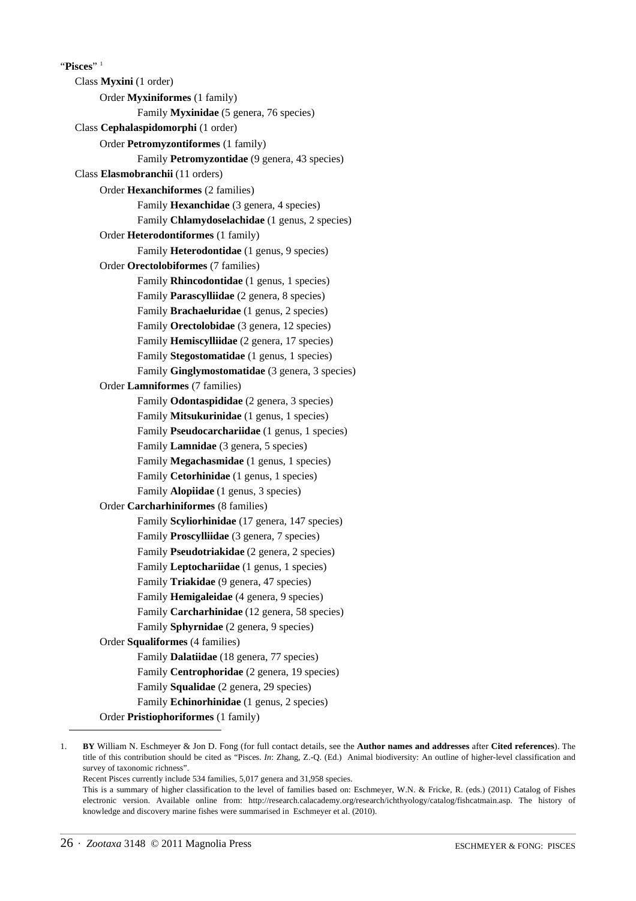"**Pisces**" [1]

- Class **Myxini** (1 order)
  - Order **Myxiniformes** (1 family)
    - Family **Myxinidae** (5 genera, 76 species)
- Class **Cephalaspidomorphi** (1 order)
  - Order **Petromyzontiformes** (1 family)
    - Family **Petromyzontidae** (9 genera, 43 species)
- Class **Elasmobranchii** (11 orders)
  - Order **Hexanchiformes** (2 families)
    - Family **Hexanchidae** (3 genera, 4 species)
    - Family **Chlamydoselachidae** (1 genus, 2 species)
  - Order **Heterodontiformes** (1 family)
    - Family **Heterodontidae** (1 genus, 9 species)
  - Order **Orectolobiformes** (7 families)
    - Family **Rhincodontidae** (1 genus, 1 species)
    - Family **Parascylliidae** (2 genera, 8 species)
    - Family **Brachaeluridae** (1 genus, 2 species)
    - Family **Orectolobidae** (3 genera, 12 species)
    - Family **Hemiscylliidae** (2 genera, 17 species)
    - Family **Stegostomatidae** (1 genus, 1 species)
    - Family **Ginglymostomatidae** (3 genera, 3 species)
  - Order **Lamniformes** (7 families)
    - Family **Odontaspididae** (2 genera, 3 species)
    - Family **Mitsukurinidae** (1 genus, 1 species)
    - Family **Pseudocarchariidae** (1 genus, 1 species)
    - Family **Lamnidae** (3 genera, 5 species)
    - Family **Megachasmidae** (1 genus, 1 species)
    - Family **Cetorhinidae** (1 genus, 1 species)
    - Family **Alopiidae** (1 genus, 3 species)
  - Order **Carcharhiniformes** (8 families)
    - Family **Scyliorhinidae** (17 genera, 147 species)
    - Family **Proscylliidae** (3 genera, 7 species)
    - Family **Pseudotriakidae** (2 genera, 2 species)
    - Family **Leptochariidae** (1 genus, 1 species)
    - Family **Triakidae** (9 genera, 47 species)
    - Family **Hemigaleidae** (4 genera, 9 species)
    - Family **Carcharhinidae** (12 genera, 58 species)
    - Family **Sphyrnidae** (2 genera, 9 species)
  - Order **Squaliformes** (4 families)
    - Family **Dalatiidae** (18 genera, 77 species)
    - Family **Centrophoridae** (2 genera, 19 species)
    - Family **Squalidae** (2 genera, 29 species)
    - Family **Echinorhinidae** (1 genus, 2 species)
  - Order **Pristiophoriformes** (1 family)

---

1. **BY** William N. Eschmeyer & Jon D. Fong (for full contact details, see the **Author names and addresses** after **Cited references**). The title of this contribution should be cited as "Pisces. *In*: Zhang, Z.-Q. (Ed.) Animal biodiversity: An outline of higher-level classification and survey of taxonomic richness".
Recent Pisces currently include 534 families, 5,017 genera and 31,958 species.
This is a summary of higher classification to the level of families based on: Eschmeyer, W.N. & Fricke, R. (eds.) (2011) Catalog of Fishes electronic version. Available online from: http://research.calacademy.org/research/ichthyology/catalog/fishcatmain.asp. The history of knowledge and discovery marine fishes were summarised in Eschmeyer et al. (2010).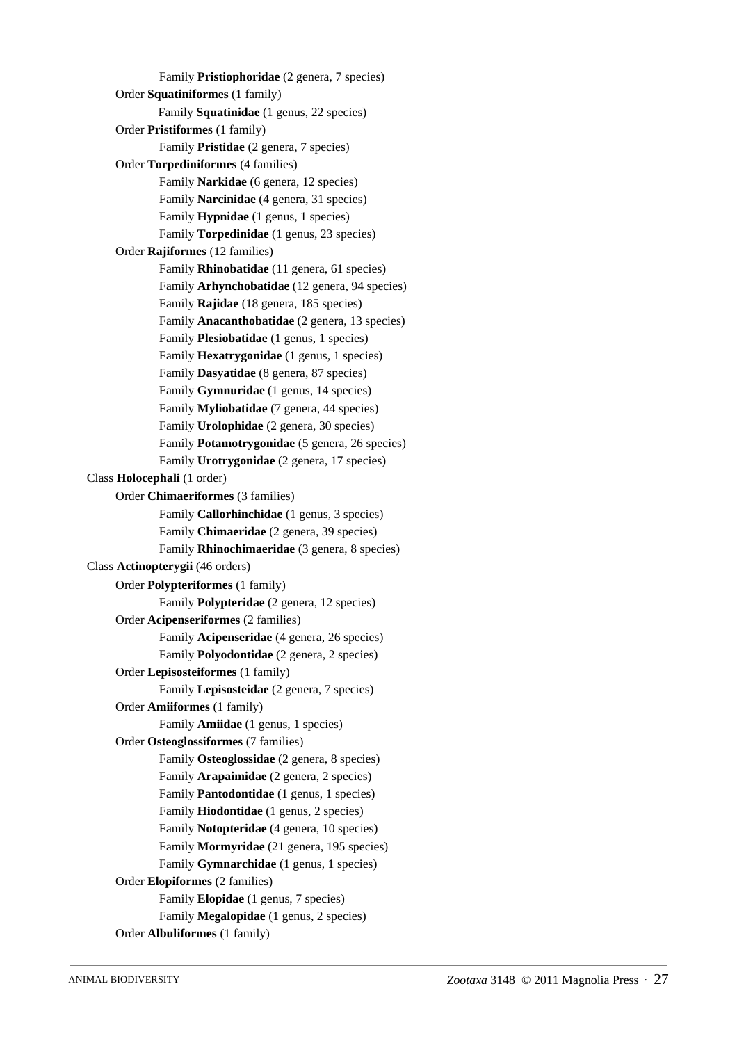Family **Pristiophoridae** (2 genera, 7 species)

Order **Squatiniformes** (1 family)

Family **Squatinidae** (1 genus, 22 species)

Order **Pristiformes** (1 family)

Family **Pristidae** (2 genera, 7 species)

Order **Torpediniformes** (4 families)

Family **Narkidae** (6 genera, 12 species)

Family **Narcinidae** (4 genera, 31 species)

Family **Hypnidae** (1 genus, 1 species)

Family **Torpedinidae** (1 genus, 23 species)

Order **Rajiformes** (12 families)

Family **Rhinobatidae** (11 genera, 61 species)

Family **Arhynchobatidae** (12 genera, 94 species)

Family **Rajidae** (18 genera, 185 species)

Family **Anacanthobatidae** (2 genera, 13 species)

Family **Plesiobatidae** (1 genus, 1 species)

Family **Hexatrygonidae** (1 genus, 1 species)

Family **Dasyatidae** (8 genera, 87 species)

Family **Gymnuridae** (1 genus, 14 species)

Family **Myliobatidae** (7 genera, 44 species)

Family **Urolophidae** (2 genera, 30 species)

Family **Potamotrygonidae** (5 genera, 26 species)

Family **Urotrygonidae** (2 genera, 17 species)

Class **Holocephali** (1 order)

Order **Chimaeriformes** (3 families)

Family **Callorhinchidae** (1 genus, 3 species)

Family **Chimaeridae** (2 genera, 39 species)

Family **Rhinochimaeridae** (3 genera, 8 species)

Class **Actinopterygii** (46 orders)

Order **Polypteriformes** (1 family)

Family **Polypteridae** (2 genera, 12 species)

Order **Acipenseriformes** (2 families)

Family **Acipenseridae** (4 genera, 26 species)

Family **Polyodontidae** (2 genera, 2 species)

Order **Lepisosteiformes** (1 family)

Family **Lepisosteidae** (2 genera, 7 species)

Order **Amiiformes** (1 family)

Family **Amiidae** (1 genus, 1 species)

Order **Osteoglossiformes** (7 families)

Family **Osteoglossidae** (2 genera, 8 species)

Family **Arapaimidae** (2 genera, 2 species)

Family **Pantodontidae** (1 genus, 1 species)

Family **Hiodontidae** (1 genus, 2 species)

Family **Notopteridae** (4 genera, 10 species)

Family **Mormyridae** (21 genera, 195 species)

Family **Gymnarchidae** (1 genus, 1 species)

Order **Elopiformes** (2 families)

Family **Elopidae** (1 genus, 7 species)

Family **Megalopidae** (1 genus, 2 species)

Order **Albuliformes** (1 family)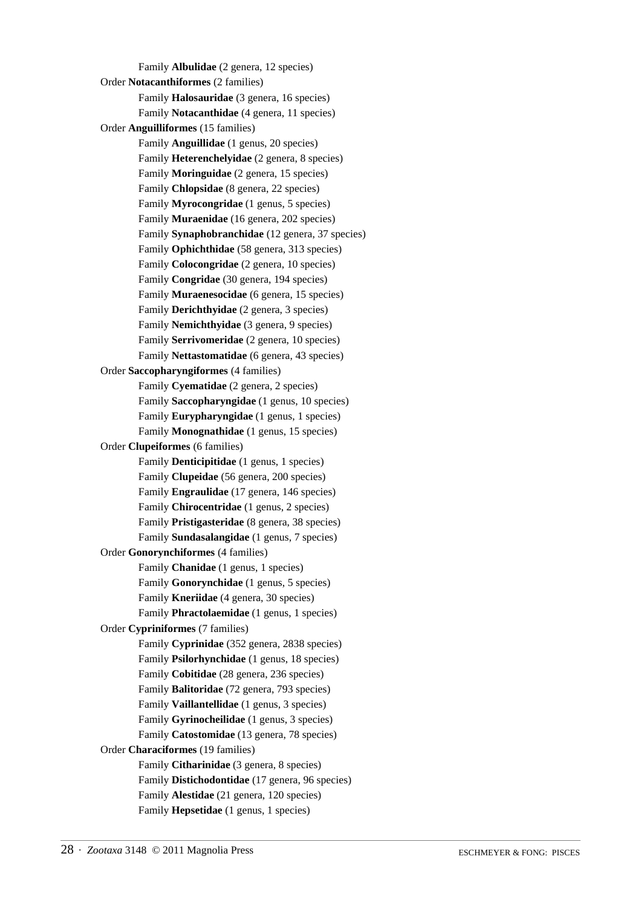Family **Albulidae** (2 genera, 12 species)

Order **Notacanthiformes** (2 families)

Family **Halosauridae** (3 genera, 16 species)

Family **Notacanthidae** (4 genera, 11 species)

Order **Anguilliformes** (15 families)

Family **Anguillidae** (1 genus, 20 species)

Family **Heterenchelyidae** (2 genera, 8 species)

Family **Moringuidae** (2 genera, 15 species)

Family **Chlopsidae** (8 genera, 22 species)

Family **Myrocongridae** (1 genus, 5 species)

Family **Muraenidae** (16 genera, 202 species)

Family **Synaphobranchidae** (12 genera, 37 species)

Family **Ophichthidae** (58 genera, 313 species)

Family **Colocongridae** (2 genera, 10 species)

Family **Congridae** (30 genera, 194 species)

Family **Muraenesocidae** (6 genera, 15 species)

Family **Derichthyidae** (2 genera, 3 species)

Family **Nemichthyidae** (3 genera, 9 species)

Family **Serrivomeridae** (2 genera, 10 species)

Family **Nettastomatidae** (6 genera, 43 species)

Order **Saccopharyngiformes** (4 families)

Family **Cyematidae** (2 genera, 2 species)

Family **Saccopharyngidae** (1 genus, 10 species)

Family **Eurypharyngidae** (1 genus, 1 species)

Family **Monognathidae** (1 genus, 15 species)

Order **Clupeiformes** (6 families)

Family **Denticipitidae** (1 genus, 1 species)

Family **Clupeidae** (56 genera, 200 species)

Family **Engraulidae** (17 genera, 146 species)

Family **Chirocentridae** (1 genus, 2 species)

Family **Pristigasteridae** (8 genera, 38 species)

Family **Sundasalangidae** (1 genus, 7 species)

Order **Gonorynchiformes** (4 families)

Family **Chanidae** (1 genus, 1 species)

Family **Gonorynchidae** (1 genus, 5 species)

Family **Kneriidae** (4 genera, 30 species)

Family **Phractolaemidae** (1 genus, 1 species)

Order **Cypriniformes** (7 families)

Family **Cyprinidae** (352 genera, 2838 species)

Family **Psilorhynchidae** (1 genus, 18 species)

Family **Cobitidae** (28 genera, 236 species)

Family **Balitoridae** (72 genera, 793 species)

Family **Vaillantellidae** (1 genus, 3 species)

Family **Gyrinocheilidae** (1 genus, 3 species)

Family **Catostomidae** (13 genera, 78 species)

Order **Characiformes** (19 families)

Family **Citharinidae** (3 genera, 8 species)

Family **Distichodontidae** (17 genera, 96 species)

Family **Alestidae** (21 genera, 120 species)

Family **Hepsetidae** (1 genus, 1 species)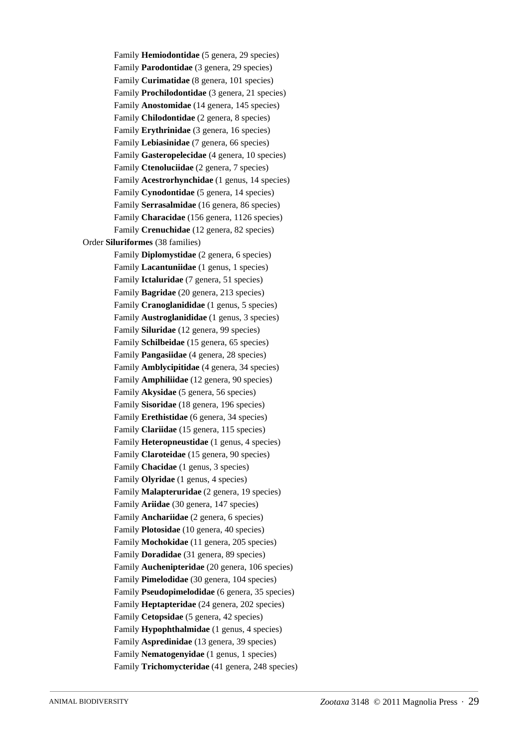Family **Hemiodontidae** (5 genera, 29 species)
Family **Parodontidae** (3 genera, 29 species)
Family **Curimatidae** (8 genera, 101 species)
Family **Prochilodontidae** (3 genera, 21 species)
Family **Anostomidae** (14 genera, 145 species)
Family **Chilodontidae** (2 genera, 8 species)
Family **Erythrinidae** (3 genera, 16 species)
Family **Lebiasinidae** (7 genera, 66 species)
Family **Gasteropelecidae** (4 genera, 10 species)
Family **Ctenoluciidae** (2 genera, 7 species)
Family **Acestrorhynchidae** (1 genus, 14 species)
Family **Cynodontidae** (5 genera, 14 species)
Family **Serrasalmidae** (16 genera, 86 species)
Family **Characidae** (156 genera, 1126 species)
Family **Crenuchidae** (12 genera, 82 species)

Order **Siluriformes** (38 families)

Family **Diplomystidae** (2 genera, 6 species)
Family **Lacantuniidae** (1 genus, 1 species)
Family **Ictaluridae** (7 genera, 51 species)
Family **Bagridae** (20 genera, 213 species)
Family **Cranoglanididae** (1 genus, 5 species)
Family **Austroglanididae** (1 genus, 3 species)
Family **Siluridae** (12 genera, 99 species)
Family **Schilbeidae** (15 genera, 65 species)
Family **Pangasiidae** (4 genera, 28 species)
Family **Amblycipitidae** (4 genera, 34 species)
Family **Amphiliidae** (12 genera, 90 species)
Family **Akysidae** (5 genera, 56 species)
Family **Sisoridae** (18 genera, 196 species)
Family **Erethistidae** (6 genera, 34 species)
Family **Clariidae** (15 genera, 115 species)
Family **Heteropneustidae** (1 genus, 4 species)
Family **Claroteidae** (15 genera, 90 species)
Family **Chacidae** (1 genus, 3 species)
Family **Olyridae** (1 genus, 4 species)
Family **Malapteruridae** (2 genera, 19 species)
Family **Ariidae** (30 genera, 147 species)
Family **Anchariidae** (2 genera, 6 species)
Family **Plotosidae** (10 genera, 40 species)
Family **Mochokidae** (11 genera, 205 species)
Family **Doradidae** (31 genera, 89 species)
Family **Auchenipteridae** (20 genera, 106 species)
Family **Pimelodidae** (30 genera, 104 species)
Family **Pseudopimelodidae** (6 genera, 35 species)
Family **Heptapteridae** (24 genera, 202 species)
Family **Cetopsidae** (5 genera, 42 species)
Family **Hypophthalmidae** (1 genus, 4 species)
Family **Aspredinidae** (13 genera, 39 species)
Family **Nematogenyidae** (1 genus, 1 species)
Family **Trichomycteridae** (41 genera, 248 species)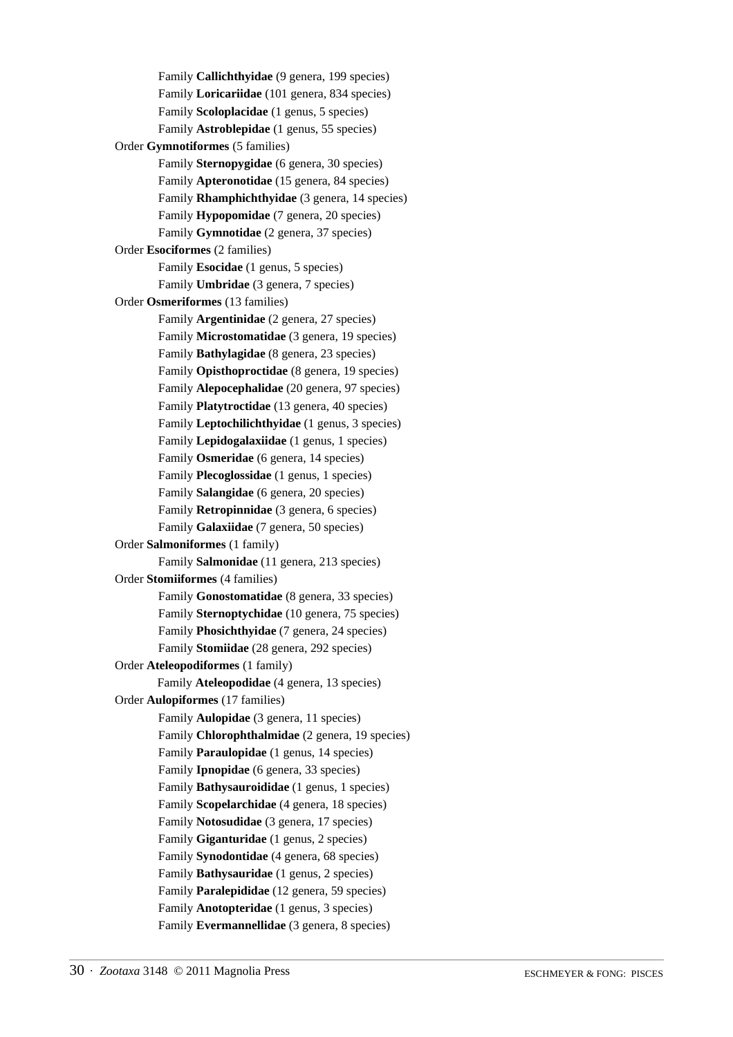Family **Callichthyidae** (9 genera, 199 species)
Family **Loricariidae** (101 genera, 834 species)
Family **Scoloplacidae** (1 genus, 5 species)
Family **Astroblepidae** (1 genus, 55 species)

Order **Gymnotiformes** (5 families)
- Family **Sternopygidae** (6 genera, 30 species)
- Family **Apteronotidae** (15 genera, 84 species)
- Family **Rhamphichthyidae** (3 genera, 14 species)
- Family **Hypopomidae** (7 genera, 20 species)
- Family **Gymnotidae** (2 genera, 37 species)

Order **Esociformes** (2 families)
- Family **Esocidae** (1 genus, 5 species)
- Family **Umbridae** (3 genera, 7 species)

Order **Osmeriformes** (13 families)
- Family **Argentinidae** (2 genera, 27 species)
- Family **Microstomatidae** (3 genera, 19 species)
- Family **Bathylagidae** (8 genera, 23 species)
- Family **Opisthoproctidae** (8 genera, 19 species)
- Family **Alepocephalidae** (20 genera, 97 species)
- Family **Platytroctidae** (13 genera, 40 species)
- Family **Leptochilichthyidae** (1 genus, 3 species)
- Family **Lepidogalaxiidae** (1 genus, 1 species)
- Family **Osmeridae** (6 genera, 14 species)
- Family **Plecoglossidae** (1 genus, 1 species)
- Family **Salangidae** (6 genera, 20 species)
- Family **Retropinnidae** (3 genera, 6 species)
- Family **Galaxiidae** (7 genera, 50 species)

Order **Salmoniformes** (1 family)
- Family **Salmonidae** (11 genera, 213 species)

Order **Stomiiformes** (4 families)
- Family **Gonostomatidae** (8 genera, 33 species)
- Family **Sternoptychidae** (10 genera, 75 species)
- Family **Phosichthyidae** (7 genera, 24 species)
- Family **Stomiidae** (28 genera, 292 species)

Order **Ateleopodiformes** (1 family)
- Family **Ateleopodidae** (4 genera, 13 species)

Order **Aulopiformes** (17 families)
- Family **Aulopidae** (3 genera, 11 species)
- Family **Chlorophthalmidae** (2 genera, 19 species)
- Family **Paraulopidae** (1 genus, 14 species)
- Family **Ipnopidae** (6 genera, 33 species)
- Family **Bathysauroididae** (1 genus, 1 species)
- Family **Scopelarchidae** (4 genera, 18 species)
- Family **Notosudidae** (3 genera, 17 species)
- Family **Giganturidae** (1 genus, 2 species)
- Family **Synodontidae** (4 genera, 68 species)
- Family **Bathysauridae** (1 genus, 2 species)
- Family **Paralepididae** (12 genera, 59 species)
- Family **Anotopteridae** (1 genus, 3 species)
- Family **Evermannellidae** (3 genera, 8 species)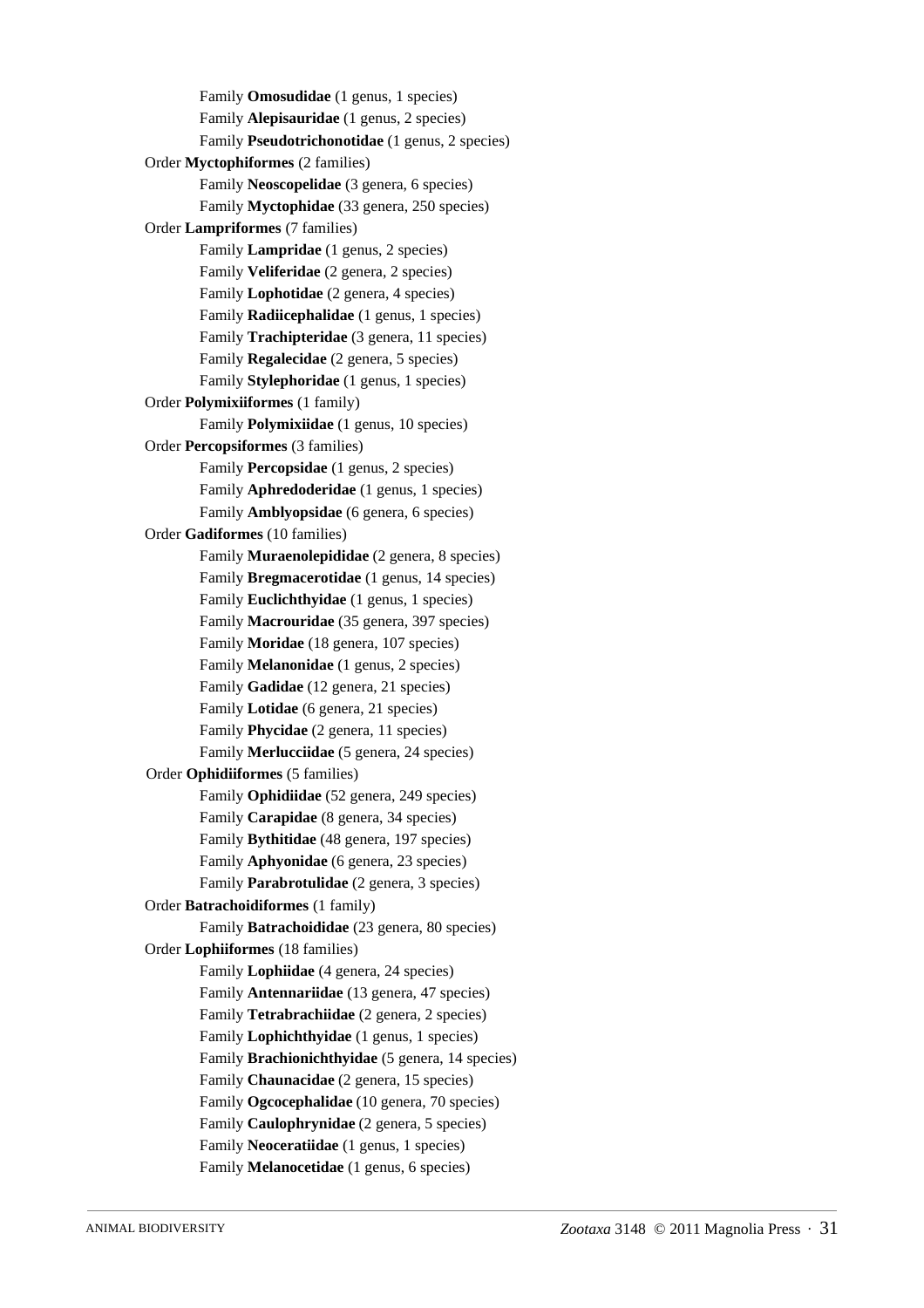Family **Omosudidae** (1 genus, 1 species)
Family **Alepisauridae** (1 genus, 2 species)
Family **Pseudotrichonotidae** (1 genus, 2 species)

Order **Myctophiformes** (2 families)
Family **Neoscopelidae** (3 genera, 6 species)
Family **Myctophidae** (33 genera, 250 species)

Order **Lampriformes** (7 families)
Family **Lampridae** (1 genus, 2 species)
Family **Veliferidae** (2 genera, 2 species)
Family **Lophotidae** (2 genera, 4 species)
Family **Radiicephalidae** (1 genus, 1 species)
Family **Trachipteridae** (3 genera, 11 species)
Family **Regalecidae** (2 genera, 5 species)
Family **Stylephoridae** (1 genus, 1 species)

Order **Polymixiiformes** (1 family)
Family **Polymixiidae** (1 genus, 10 species)

Order **Percopsiformes** (3 families)
Family **Percopsidae** (1 genus, 2 species)
Family **Aphredoderidae** (1 genus, 1 species)
Family **Amblyopsidae** (6 genera, 6 species)

Order **Gadiformes** (10 families)
Family **Muraenolepididae** (2 genera, 8 species)
Family **Bregmacerotidae** (1 genus, 14 species)
Family **Euclichthyidae** (1 genus, 1 species)
Family **Macrouridae** (35 genera, 397 species)
Family **Moridae** (18 genera, 107 species)
Family **Melanonidae** (1 genus, 2 species)
Family **Gadidae** (12 genera, 21 species)
Family **Lotidae** (6 genera, 21 species)
Family **Phycidae** (2 genera, 11 species)
Family **Merlucciidae** (5 genera, 24 species)

Order **Ophidiiformes** (5 families)
Family **Ophidiidae** (52 genera, 249 species)
Family **Carapidae** (8 genera, 34 species)
Family **Bythitidae** (48 genera, 197 species)
Family **Aphyonidae** (6 genera, 23 species)
Family **Parabrotulidae** (2 genera, 3 species)

Order **Batrachoidiformes** (1 family)
Family **Batrachoididae** (23 genera, 80 species)

Order **Lophiiformes** (18 families)
Family **Lophiidae** (4 genera, 24 species)
Family **Antennariidae** (13 genera, 47 species)
Family **Tetrabrachiidae** (2 genera, 2 species)
Family **Lophichthyidae** (1 genus, 1 species)
Family **Brachionichthyidae** (5 genera, 14 species)
Family **Chaunacidae** (2 genera, 15 species)
Family **Ogcocephalidae** (10 genera, 70 species)
Family **Caulophrynidae** (2 genera, 5 species)
Family **Neoceratiidae** (1 genus, 1 species)
Family **Melanocetidae** (1 genus, 6 species)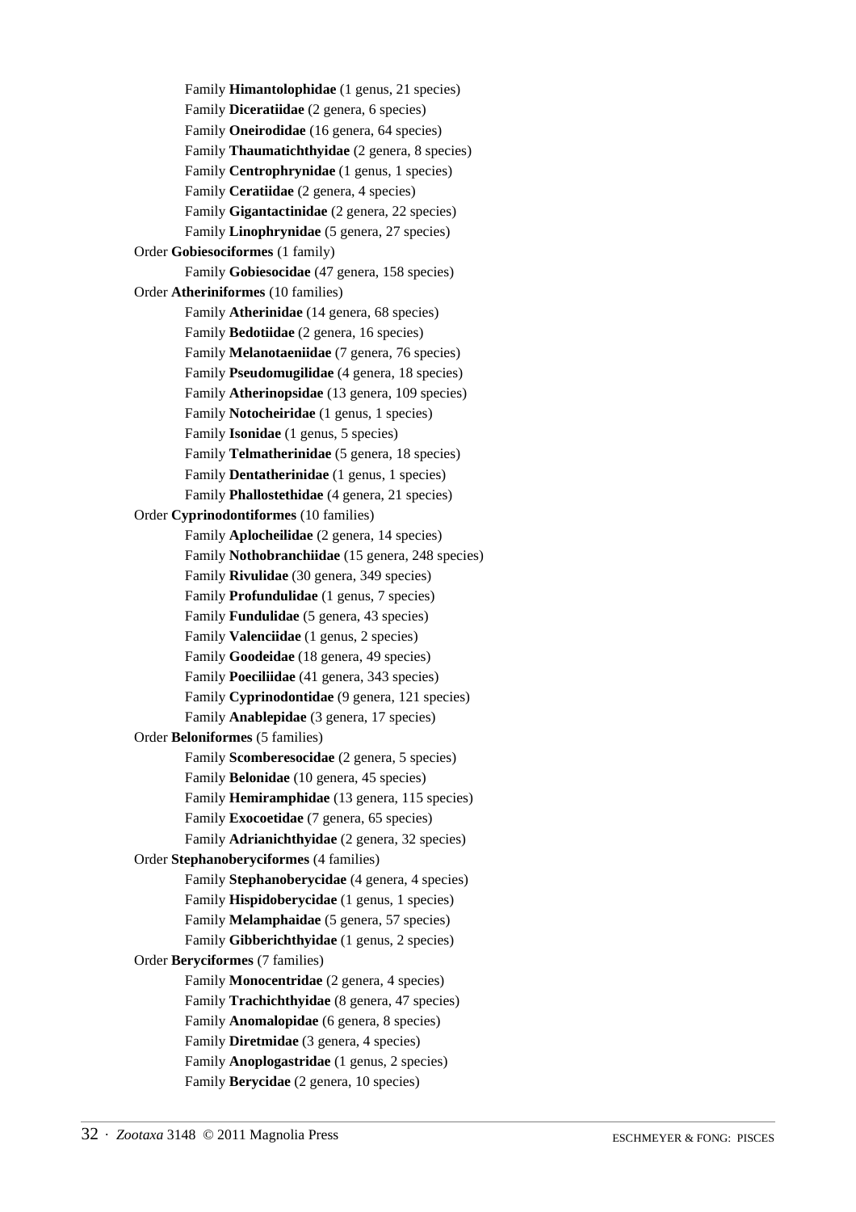Family **Himantolophidae** (1 genus, 21 species)
Family **Diceratiidae** (2 genera, 6 species)
Family **Oneirodidae** (16 genera, 64 species)
Family **Thaumatichthyidae** (2 genera, 8 species)
Family **Centrophrynidae** (1 genus, 1 species)
Family **Ceratiidae** (2 genera, 4 species)
Family **Gigantactinidae** (2 genera, 22 species)
Family **Linophrynidae** (5 genera, 27 species)

Order **Gobiesociformes** (1 family)
Family **Gobiesocidae** (47 genera, 158 species)

Order **Atheriniformes** (10 families)
Family **Atherinidae** (14 genera, 68 species)
Family **Bedotiidae** (2 genera, 16 species)
Family **Melanotaeniidae** (7 genera, 76 species)
Family **Pseudomugilidae** (4 genera, 18 species)
Family **Atherinopsidae** (13 genera, 109 species)
Family **Notocheiridae** (1 genus, 1 species)
Family **Isonidae** (1 genus, 5 species)
Family **Telmatherinidae** (5 genera, 18 species)
Family **Dentatherinidae** (1 genus, 1 species)
Family **Phallostethidae** (4 genera, 21 species)

Order **Cyprinodontiformes** (10 families)
Family **Aplocheilidae** (2 genera, 14 species)
Family **Nothobranchiidae** (15 genera, 248 species)
Family **Rivulidae** (30 genera, 349 species)
Family **Profundulidae** (1 genus, 7 species)
Family **Fundulidae** (5 genera, 43 species)
Family **Valenciidae** (1 genus, 2 species)
Family **Goodeidae** (18 genera, 49 species)
Family **Poeciliidae** (41 genera, 343 species)
Family **Cyprinodontidae** (9 genera, 121 species)
Family **Anablepidae** (3 genera, 17 species)

Order **Beloniformes** (5 families)
Family **Scomberesocidae** (2 genera, 5 species)
Family **Belonidae** (10 genera, 45 species)
Family **Hemiramphidae** (13 genera, 115 species)
Family **Exocoetidae** (7 genera, 65 species)
Family **Adrianichthyidae** (2 genera, 32 species)

Order **Stephanoberyciformes** (4 families)
Family **Stephanoberycidae** (4 genera, 4 species)
Family **Hispidoberycidae** (1 genus, 1 species)
Family **Melamphaidae** (5 genera, 57 species)
Family **Gibberichthyidae** (1 genus, 2 species)

Order **Beryciformes** (7 families)
Family **Monocentridae** (2 genera, 4 species)
Family **Trachichthyidae** (8 genera, 47 species)
Family **Anomalopidae** (6 genera, 8 species)
Family **Diretmidae** (3 genera, 4 species)
Family **Anoplogastridae** (1 genus, 2 species)
Family **Berycidae** (2 genera, 10 species)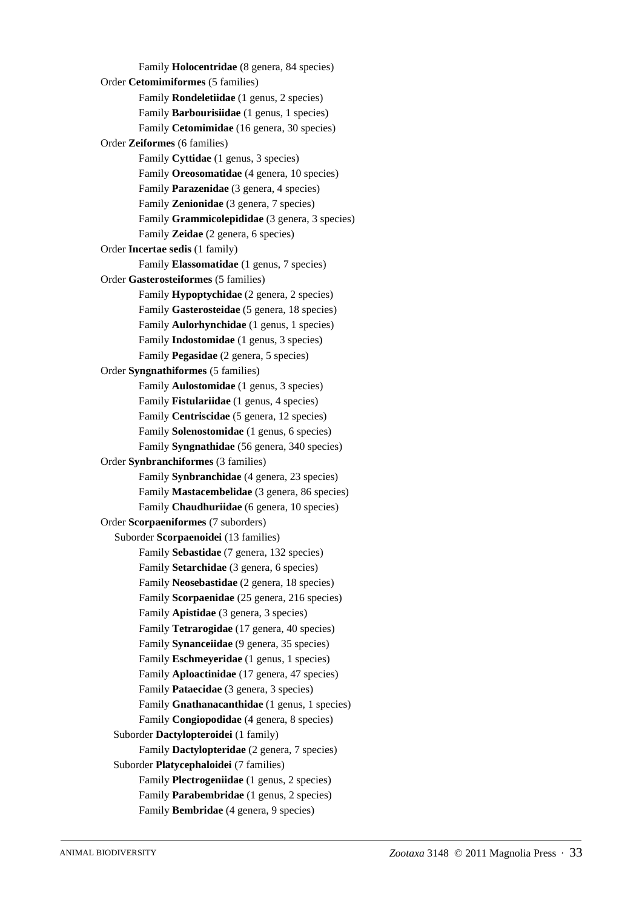Family **Holocentridae** (8 genera, 84 species)

Order **Cetomimiformes** (5 families)

Family **Rondeletiidae** (1 genus, 2 species)

Family **Barbourisiidae** (1 genus, 1 species)

Family **Cetomimidae** (16 genera, 30 species)

Order **Zeiformes** (6 families)

Family **Cyttidae** (1 genus, 3 species)

Family **Oreosomatidae** (4 genera, 10 species)

Family **Parazenidae** (3 genera, 4 species)

Family **Zenionidae** (3 genera, 7 species)

Family **Grammicolepididae** (3 genera, 3 species)

Family **Zeidae** (2 genera, 6 species)

Order **Incertae sedis** (1 family)

Family **Elassomatidae** (1 genus, 7 species)

Order **Gasterosteiformes** (5 families)

Family **Hypoptychidae** (2 genera, 2 species)

Family **Gasterosteidae** (5 genera, 18 species)

Family **Aulorhynchidae** (1 genus, 1 species)

Family **Indostomidae** (1 genus, 3 species)

Family **Pegasidae** (2 genera, 5 species)

Order **Syngnathiformes** (5 families)

Family **Aulostomidae** (1 genus, 3 species)

Family **Fistulariidae** (1 genus, 4 species)

Family **Centriscidae** (5 genera, 12 species)

Family **Solenostomidae** (1 genus, 6 species)

Family **Syngnathidae** (56 genera, 340 species)

Order **Synbranchiformes** (3 families)

Family **Synbranchidae** (4 genera, 23 species)

Family **Mastacembelidae** (3 genera, 86 species)

Family **Chaudhuriidae** (6 genera, 10 species)

Order **Scorpaeniformes** (7 suborders)

Suborder **Scorpaenoidei** (13 families)

Family **Sebastidae** (7 genera, 132 species)

Family **Setarchidae** (3 genera, 6 species)

Family **Neosebastidae** (2 genera, 18 species)

Family **Scorpaenidae** (25 genera, 216 species)

Family **Apistidae** (3 genera, 3 species)

Family **Tetrarogidae** (17 genera, 40 species)

Family **Synanceiidae** (9 genera, 35 species)

Family **Eschmeyeridae** (1 genus, 1 species)

Family **Aploactinidae** (17 genera, 47 species)

Family **Pataecidae** (3 genera, 3 species)

Family **Gnathanacanthidae** (1 genus, 1 species)

Family **Congiopodidae** (4 genera, 8 species)

Suborder **Dactylopteroidei** (1 family)

Family **Dactylopteridae** (2 genera, 7 species)

Suborder **Platycephaloidei** (7 families)

Family **Plectrogeniidae** (1 genus, 2 species)

Family **Parabembridae** (1 genus, 2 species)

Family **Bembridae** (4 genera, 9 species)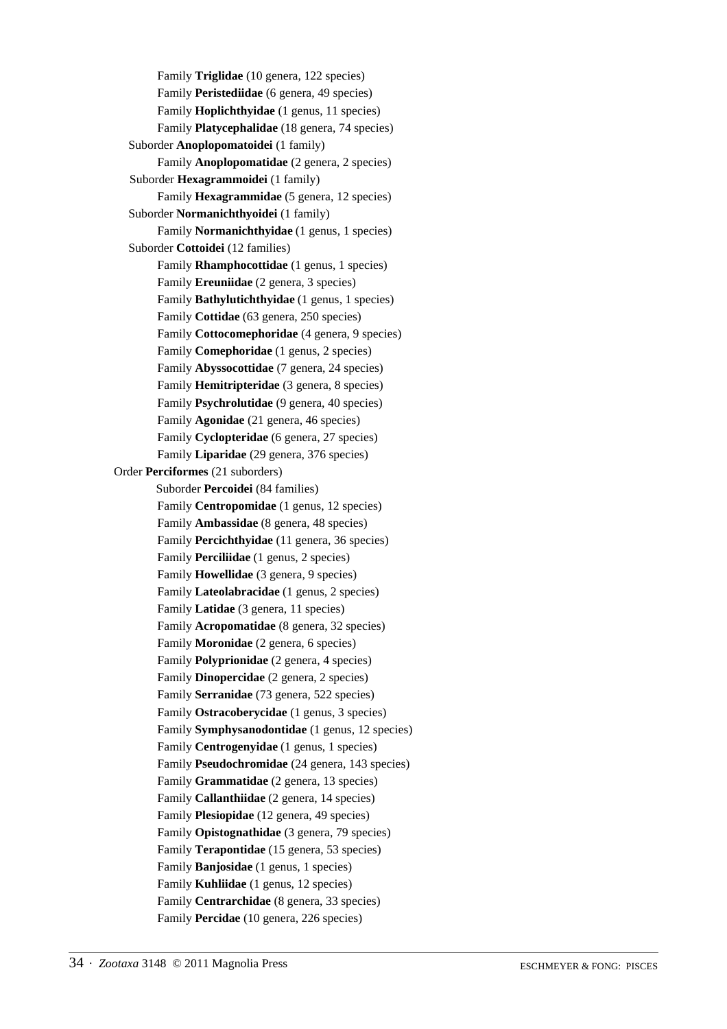Family **Triglidae** (10 genera, 122 species)
Family **Peristediidae** (6 genera, 49 species)
Family **Hoplichthyidae** (1 genus, 11 species)
Family **Platycephalidae** (18 genera, 74 species)
Suborder **Anoplopomatoidei** (1 family)
Family **Anoplopomatidae** (2 genera, 2 species)
Suborder **Hexagrammoidei** (1 family)
Family **Hexagrammidae** (5 genera, 12 species)
Suborder **Normanichthyoidei** (1 family)
Family **Normanichthyidae** (1 genus, 1 species)
Suborder **Cottoidei** (12 families)
Family **Rhamphocottidae** (1 genus, 1 species)
Family **Ereuniidae** (2 genera, 3 species)
Family **Bathylutichthyidae** (1 genus, 1 species)
Family **Cottidae** (63 genera, 250 species)
Family **Cottocomephoridae** (4 genera, 9 species)
Family **Comephoridae** (1 genus, 2 species)
Family **Abyssocottidae** (7 genera, 24 species)
Family **Hemitripteridae** (3 genera, 8 species)
Family **Psychrolutidae** (9 genera, 40 species)
Family **Agonidae** (21 genera, 46 species)
Family **Cyclopteridae** (6 genera, 27 species)
Family **Liparidae** (29 genera, 376 species)
Order **Perciformes** (21 suborders)
Suborder **Percoidei** (84 families)
Family **Centropomidae** (1 genus, 12 species)
Family **Ambassidae** (8 genera, 48 species)
Family **Percichthyidae** (11 genera, 36 species)
Family **Perciliidae** (1 genus, 2 species)
Family **Howellidae** (3 genera, 9 species)
Family **Lateolabracidae** (1 genus, 2 species)
Family **Latidae** (3 genera, 11 species)
Family **Acropomatidae** (8 genera, 32 species)
Family **Moronidae** (2 genera, 6 species)
Family **Polyprionidae** (2 genera, 4 species)
Family **Dinopercidae** (2 genera, 2 species)
Family **Serranidae** (73 genera, 522 species)
Family **Ostracoberycidae** (1 genus, 3 species)
Family **Symphysanodontidae** (1 genus, 12 species)
Family **Centrogenyidae** (1 genus, 1 species)
Family **Pseudochromidae** (24 genera, 143 species)
Family **Grammatidae** (2 genera, 13 species)
Family **Callanthiidae** (2 genera, 14 species)
Family **Plesiopidae** (12 genera, 49 species)
Family **Opistognathidae** (3 genera, 79 species)
Family **Terapontidae** (15 genera, 53 species)
Family **Banjosidae** (1 genus, 1 species)
Family **Kuhliidae** (1 genus, 12 species)
Family **Centrarchidae** (8 genera, 33 species)
Family **Percidae** (10 genera, 226 species)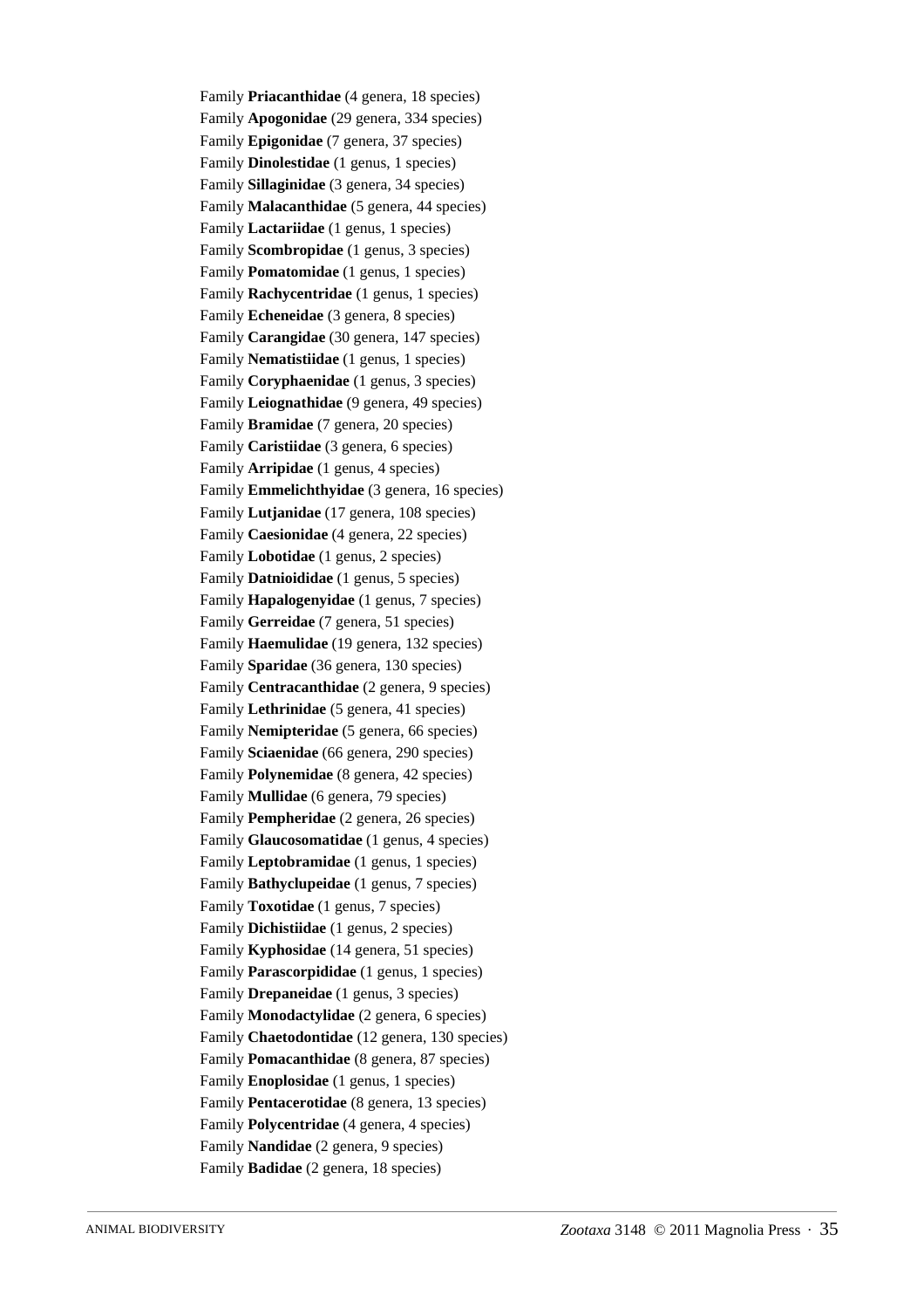Family **Priacanthidae** (4 genera, 18 species)
Family **Apogonidae** (29 genera, 334 species)
Family **Epigonidae** (7 genera, 37 species)
Family **Dinolestidae** (1 genus, 1 species)
Family **Sillaginidae** (3 genera, 34 species)
Family **Malacanthidae** (5 genera, 44 species)
Family **Lactariidae** (1 genus, 1 species)
Family **Scombropidae** (1 genus, 3 species)
Family **Pomatomidae** (1 genus, 1 species)
Family **Rachycentridae** (1 genus, 1 species)
Family **Echeneidae** (3 genera, 8 species)
Family **Carangidae** (30 genera, 147 species)
Family **Nematistiidae** (1 genus, 1 species)
Family **Coryphaenidae** (1 genus, 3 species)
Family **Leiognathidae** (9 genera, 49 species)
Family **Bramidae** (7 genera, 20 species)
Family **Caristiidae** (3 genera, 6 species)
Family **Arripidae** (1 genus, 4 species)
Family **Emmelichthyidae** (3 genera, 16 species)
Family **Lutjanidae** (17 genera, 108 species)
Family **Caesionidae** (4 genera, 22 species)
Family **Lobotidae** (1 genus, 2 species)
Family **Datnioididae** (1 genus, 5 species)
Family **Hapalogenyidae** (1 genus, 7 species)
Family **Gerreidae** (7 genera, 51 species)
Family **Haemulidae** (19 genera, 132 species)
Family **Sparidae** (36 genera, 130 species)
Family **Centracanthidae** (2 genera, 9 species)
Family **Lethrinidae** (5 genera, 41 species)
Family **Nemipteridae** (5 genera, 66 species)
Family **Sciaenidae** (66 genera, 290 species)
Family **Polynemidae** (8 genera, 42 species)
Family **Mullidae** (6 genera, 79 species)
Family **Pempheridae** (2 genera, 26 species)
Family **Glaucosomatidae** (1 genus, 4 species)
Family **Leptobramidae** (1 genus, 1 species)
Family **Bathyclupeidae** (1 genus, 7 species)
Family **Toxotidae** (1 genus, 7 species)
Family **Dichistiidae** (1 genus, 2 species)
Family **Kyphosidae** (14 genera, 51 species)
Family **Parascorpididae** (1 genus, 1 species)
Family **Drepaneidae** (1 genus, 3 species)
Family **Monodactylidae** (2 genera, 6 species)
Family **Chaetodontidae** (12 genera, 130 species)
Family **Pomacanthidae** (8 genera, 87 species)
Family **Enoplosidae** (1 genus, 1 species)
Family **Pentacerotidae** (8 genera, 13 species)
Family **Polycentridae** (4 genera, 4 species)
Family **Nandidae** (2 genera, 9 species)
Family **Badidae** (2 genera, 18 species)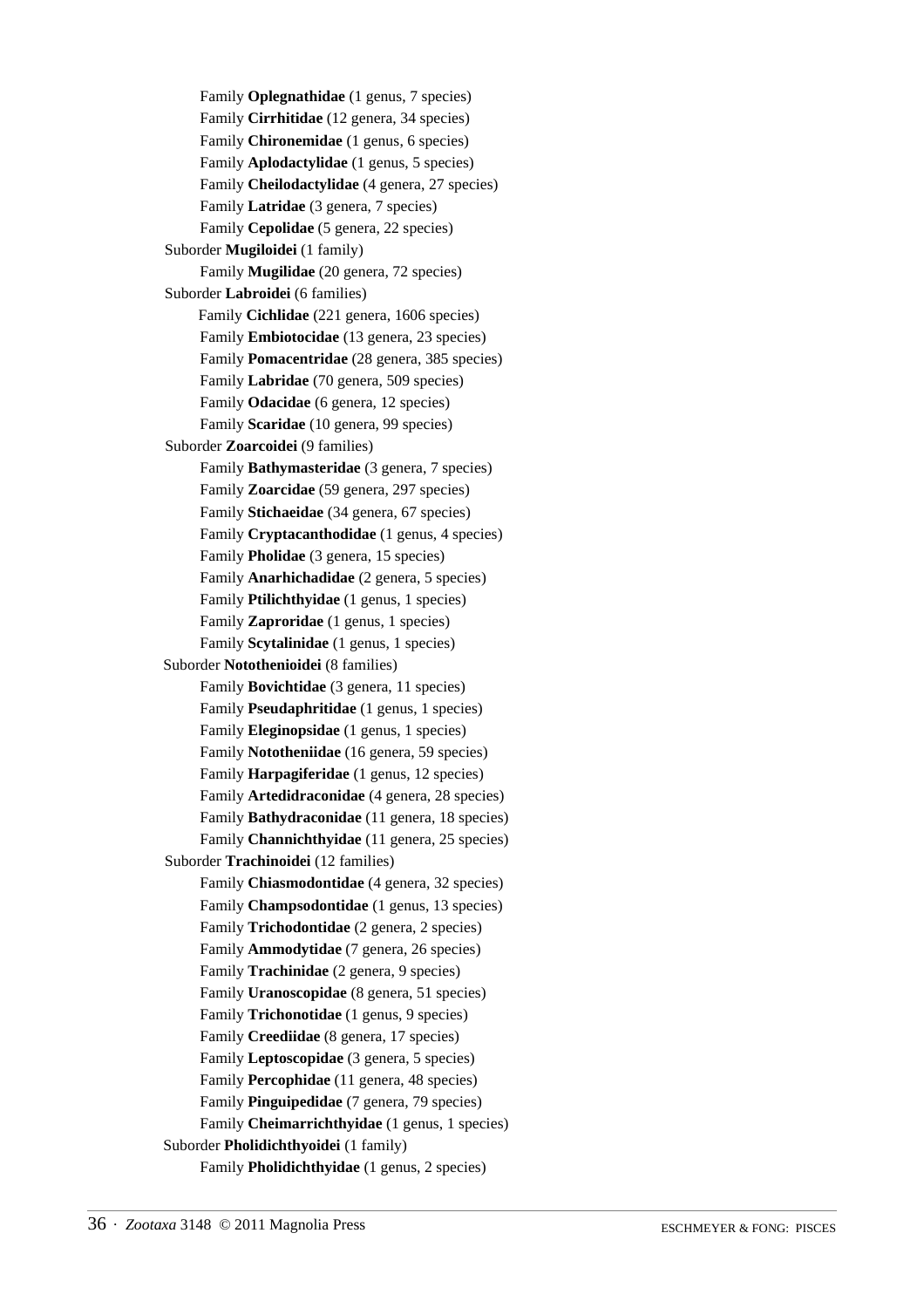Family **Oplegnathidae** (1 genus, 7 species)
Family **Cirrhitidae** (12 genera, 34 species)
Family **Chironemidae** (1 genus, 6 species)
Family **Aplodactylidae** (1 genus, 5 species)
Family **Cheilodactylidae** (4 genera, 27 species)
Family **Latridae** (3 genera, 7 species)
Family **Cepolidae** (5 genera, 22 species)

Suborder **Mugiloidei** (1 family)
Family **Mugilidae** (20 genera, 72 species)

Suborder **Labroidei** (6 families)
Family **Cichlidae** (221 genera, 1606 species)
Family **Embiotocidae** (13 genera, 23 species)
Family **Pomacentridae** (28 genera, 385 species)
Family **Labridae** (70 genera, 509 species)
Family **Odacidae** (6 genera, 12 species)
Family **Scaridae** (10 genera, 99 species)

Suborder **Zoarcoidei** (9 families)
Family **Bathymasteridae** (3 genera, 7 species)
Family **Zoarcidae** (59 genera, 297 species)
Family **Stichaeidae** (34 genera, 67 species)
Family **Cryptacanthodidae** (1 genus, 4 species)
Family **Pholidae** (3 genera, 15 species)
Family **Anarhichadidae** (2 genera, 5 species)
Family **Ptilichthyidae** (1 genus, 1 species)
Family **Zaproridae** (1 genus, 1 species)
Family **Scytalinidae** (1 genus, 1 species)

Suborder **Notothenioidei** (8 families)
Family **Bovichtidae** (3 genera, 11 species)
Family **Pseudaphritidae** (1 genus, 1 species)
Family **Eleginopsidae** (1 genus, 1 species)
Family **Nototheniidae** (16 genera, 59 species)
Family **Harpagiferidae** (1 genus, 12 species)
Family **Artedidraconidae** (4 genera, 28 species)
Family **Bathydraconidae** (11 genera, 18 species)
Family **Channichthyidae** (11 genera, 25 species)

Suborder **Trachinoidei** (12 families)
Family **Chiasmodontidae** (4 genera, 32 species)
Family **Champsodontidae** (1 genus, 13 species)
Family **Trichodontidae** (2 genera, 2 species)
Family **Ammodytidae** (7 genera, 26 species)
Family **Trachinidae** (2 genera, 9 species)
Family **Uranoscopidae** (8 genera, 51 species)
Family **Trichonotidae** (1 genus, 9 species)
Family **Creediidae** (8 genera, 17 species)
Family **Leptoscopidae** (3 genera, 5 species)
Family **Percophidae** (11 genera, 48 species)
Family **Pinguipedidae** (7 genera, 79 species)
Family **Cheimarrichthyidae** (1 genus, 1 species)

Suborder **Pholidichthyoidei** (1 family)
Family **Pholidichthyidae** (1 genus, 2 species)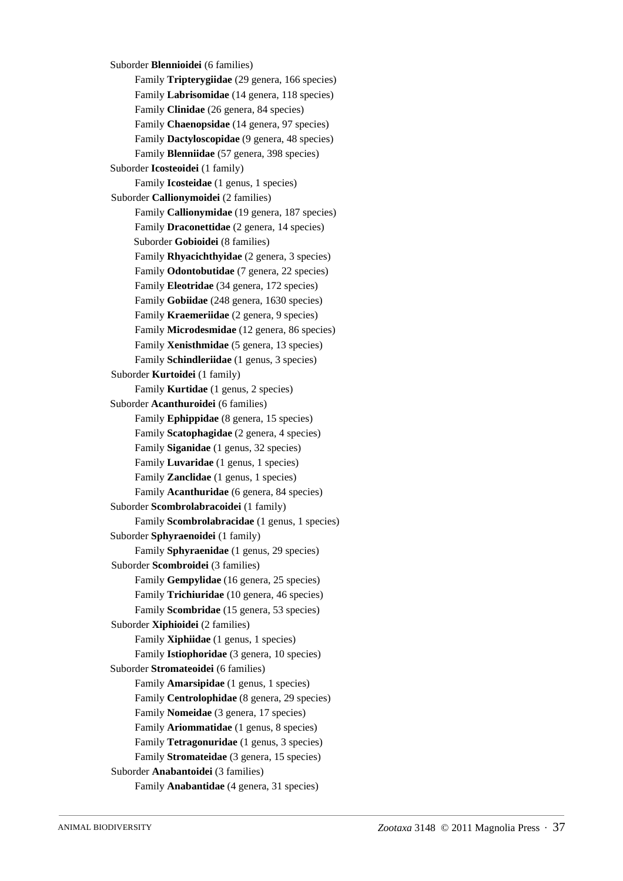Suborder **Blennioidei** (6 families)

- Family **Tripterygiidae** (29 genera, 166 species)
- Family **Labrisomidae** (14 genera, 118 species)
- Family **Clinidae** (26 genera, 84 species)
- Family **Chaenopsidae** (14 genera, 97 species)
- Family **Dactyloscopidae** (9 genera, 48 species)
- Family **Blenniidae** (57 genera, 398 species)

Suborder **Icosteoidei** (1 family)

- Family **Icosteidae** (1 genus, 1 species)

Suborder **Callionymoidei** (2 families)

- Family **Callionymidae** (19 genera, 187 species)
- Family **Draconettidae** (2 genera, 14 species)

Suborder **Gobioidei** (8 families)

- Family **Rhyacichthyidae** (2 genera, 3 species)
- Family **Odontobutidae** (7 genera, 22 species)
- Family **Eleotridae** (34 genera, 172 species)
- Family **Gobiidae** (248 genera, 1630 species)
- Family **Kraemeriidae** (2 genera, 9 species)
- Family **Microdesmidae** (12 genera, 86 species)
- Family **Xenisthmidae** (5 genera, 13 species)
- Family **Schindleriidae** (1 genus, 3 species)

Suborder **Kurtoidei** (1 family)

- Family **Kurtidae** (1 genus, 2 species)

Suborder **Acanthuroidei** (6 families)

- Family **Ephippidae** (8 genera, 15 species)
- Family **Scatophagidae** (2 genera, 4 species)
- Family **Siganidae** (1 genus, 32 species)
- Family **Luvaridae** (1 genus, 1 species)
- Family **Zanclidae** (1 genus, 1 species)
- Family **Acanthuridae** (6 genera, 84 species)

Suborder **Scombrolabracoidei** (1 family)

- Family **Scombrolabracidae** (1 genus, 1 species)

Suborder **Sphyraenoidei** (1 family)

- Family **Sphyraenidae** (1 genus, 29 species)

Suborder **Scombroidei** (3 families)

- Family **Gempylidae** (16 genera, 25 species)
- Family **Trichiuridae** (10 genera, 46 species)
- Family **Scombridae** (15 genera, 53 species)

Suborder **Xiphioidei** (2 families)

- Family **Xiphiidae** (1 genus, 1 species)
- Family **Istiophoridae** (3 genera, 10 species)

Suborder **Stromateoidei** (6 families)

- Family **Amarsipidae** (1 genus, 1 species)
- Family **Centrolophidae** (8 genera, 29 species)
- Family **Nomeidae** (3 genera, 17 species)
- Family **Ariommatidae** (1 genus, 8 species)
- Family **Tetragonuridae** (1 genus, 3 species)
- Family **Stromateidae** (3 genera, 15 species)

Suborder **Anabantoidei** (3 families)

- Family **Anabantidae** (4 genera, 31 species)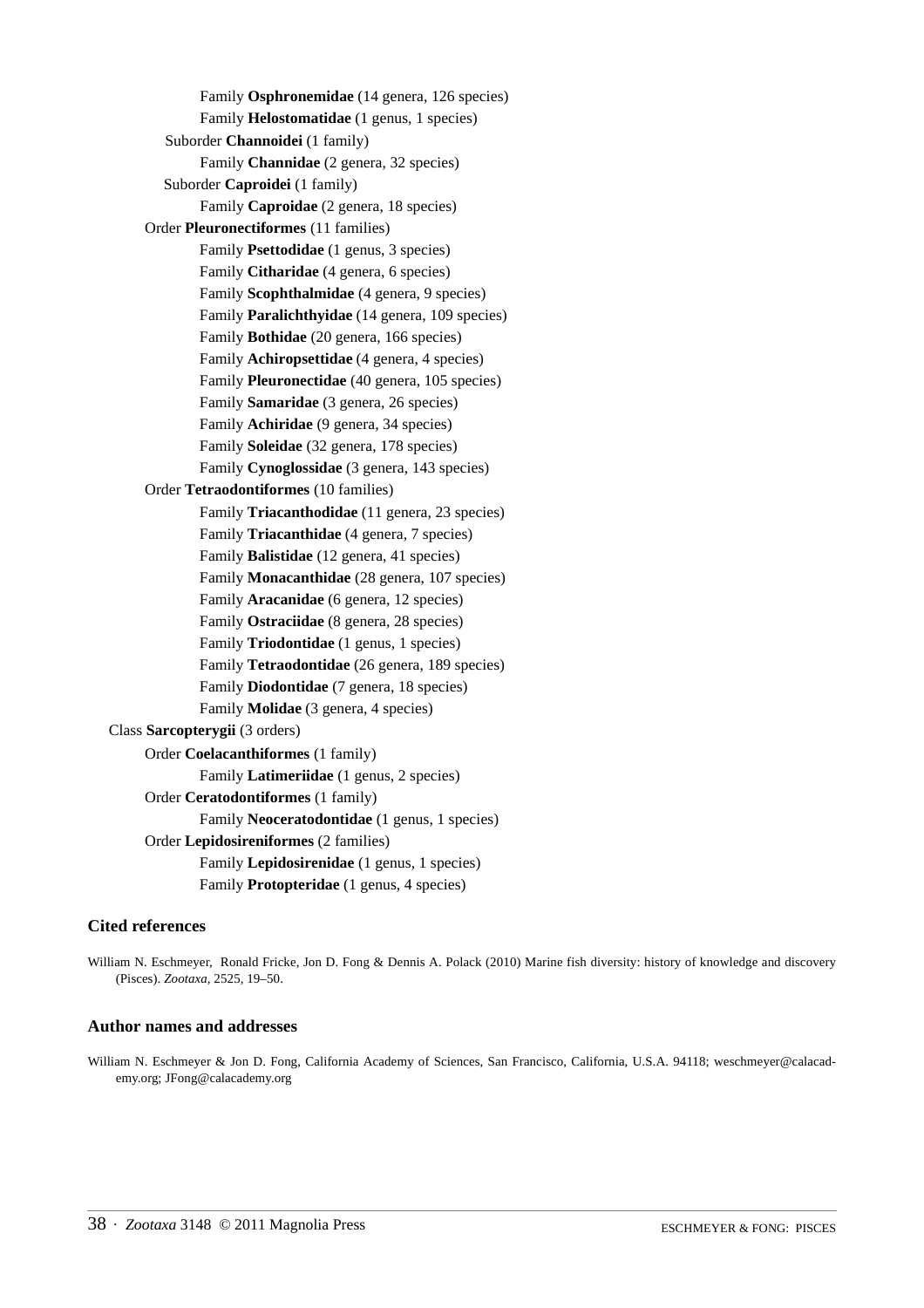Family **Osphronemidae** (14 genera, 126 species)

Family **Helostomatidae** (1 genus, 1 species)

Suborder **Channoidei** (1 family)

Family **Channidae** (2 genera, 32 species)

Suborder **Caproidei** (1 family)

Family **Caproidae** (2 genera, 18 species)

Order **Pleuronectiformes** (11 families)

Family **Psettodidae** (1 genus, 3 species)

Family **Citharidae** (4 genera, 6 species)

Family **Scophthalmidae** (4 genera, 9 species)

Family **Paralichthyidae** (14 genera, 109 species)

Family **Bothidae** (20 genera, 166 species)

Family **Achiropsettidae** (4 genera, 4 species)

Family **Pleuronectidae** (40 genera, 105 species)

Family **Samaridae** (3 genera, 26 species)

Family **Achiridae** (9 genera, 34 species)

Family **Soleidae** (32 genera, 178 species)

Family **Cynoglossidae** (3 genera, 143 species)

Order **Tetraodontiformes** (10 families)

Family **Triacanthodidae** (11 genera, 23 species)

Family **Triacanthidae** (4 genera, 7 species)

Family **Balistidae** (12 genera, 41 species)

Family **Monacanthidae** (28 genera, 107 species)

Family **Aracanidae** (6 genera, 12 species)

Family **Ostraciidae** (8 genera, 28 species)

Family **Triodontidae** (1 genus, 1 species)

Family **Tetraodontidae** (26 genera, 189 species)

Family **Diodontidae** (7 genera, 18 species)

Family **Molidae** (3 genera, 4 species)

Class **Sarcopterygii** (3 orders)

Order **Coelacanthiformes** (1 family)

Family **Latimeriidae** (1 genus, 2 species)

Order **Ceratodontiformes** (1 family)

Family **Neoceratodontidae** (1 genus, 1 species)

Order **Lepidosireniformes** (2 families)

Family **Lepidosirenidae** (1 genus, 1 species)

Family **Protopteridae** (1 genus, 4 species)

## Cited references

William N. Eschmeyer, Ronald Fricke, Jon D. Fong & Dennis A. Polack (2010) Marine fish diversity: history of knowledge and discovery (Pisces). *Zootaxa*, 2525, 19–50.

## Author names and addresses

William N. Eschmeyer & Jon D. Fong, California Academy of Sciences, San Francisco, California, U.S.A. 94118; weschmeyer@calacademy.org; JFong@calacademy.org